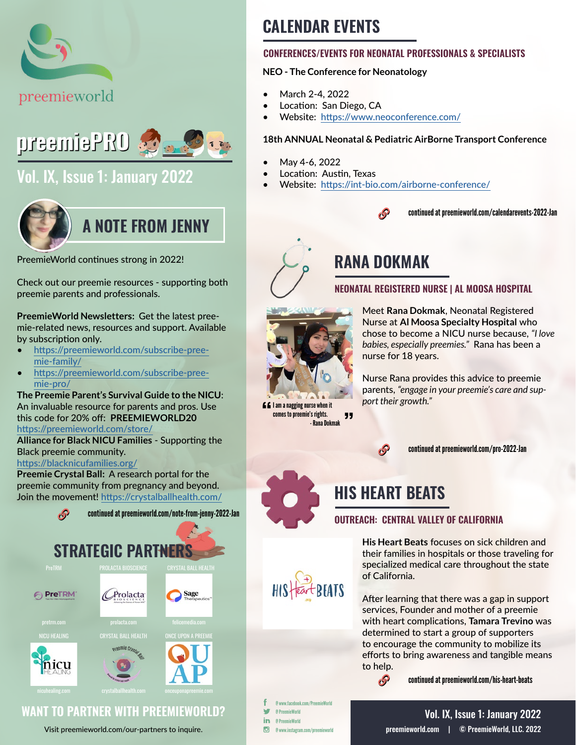preemieworld

# preemiePRO

## Vol. IX, Issue 1: January 2022

## A NOTE FROM JENNY

PreemieWorld continues strong in 2022!

Check out our preemie resources - supporting both preemie parents and professionals.

**PreemieWorld Newsletters:** Get the latest preemie-related news, resources and support. Available by subscription only.

- https://preemieworld.com/subscribe-preemie-family/
- https://preemieworld.com/subscribe-preemie-pro/

**The Preemie Parent's Survival Guide to the NICU**: An invaluable resource for parents and pros. Use this code for 20% off: **PREEMIEWORLD20**
https://preemieworld.com/store/

**Alliance for Black NICU Families** - Supporting the Black preemie community.
https://blacknicufamilies.org/

**Preemie Crystal Ball:** A research portal for the preemie community from pregnancy and beyond. Join the movement! https://crystalballhealth.com/

continued at preemieworld.com/note-from-jenny-2022-Jan

## STRATEGIC PARTNERS

| PreTRM | PROLACTA BIOSCIENCE | CRYSTAL BALL HEALTH |
|---|---|---|
| pretrm.com | prolacta.com | felicemedia.com |
| NICU HEALING | CRYSTAL BALL HEALTH | ONCE UPON A PREEMIE |
| nicuhealing.com | crystalballhealth.com | onceuponapreemie.com |

## WANT TO PARTNER WITH PREEMIEWORLD?

Visit preemieworld.com/our-partners to inquire.

# CALENDAR EVENTS

### CONFERENCES/EVENTS FOR NEONATAL PROFESSIONALS & SPECIALISTS

**NEO - The Conference for Neonatology**

- March 2-4, 2022
- Location: San Diego, CA
- Website: https://www.neoconference.com/

**18th ANNUAL Neonatal & Pediatric AirBorne Transport Conference**

- May 4-6, 2022
- Location: Austin, Texas
- Website: https://int-bio.com/airborne-conference/

continued at preemieworld.com/calendarevents-2022-Jan

# RANA DOKMAK

### NEONATAL REGISTERED NURSE | AL MOOSA HOSPITAL

"I am a nagging nurse when it comes to preemie's rights." - Rana Dokmak

Meet **Rana Dokmak**, Neonatal Registered Nurse at **Al Moosa Specialty Hospital** who chose to become a NICU nurse because, *"I love babies, especially preemies."* Rana has been a nurse for 18 years.

Nurse Rana provides this advice to preemie parents, *"engage in your preemie's care and support their growth."*

continued at preemieworld.com/pro-2022-Jan

# HIS HEART BEATS

### OUTREACH: CENTRAL VALLEY OF CALIFORNIA

**His Heart Beats** focuses on sick children and their families in hospitals or those traveling for specialized medical care throughout the state of California.

After learning that there was a gap in support services, Founder and mother of a preemie with heart complications, **Tamara Trevino** was determined to start a group of supporters to encourage the community to mobilize its efforts to bring awareness and tangible means to help.

continued at preemieworld.com/his-heart-beats

@www.facebook.com/PreemieWorld
@PreemieWorld
@PreemieWorld
@www.instagram.com/preemieworld

preemieworld.com | © PreemieWorld, LLC. 2022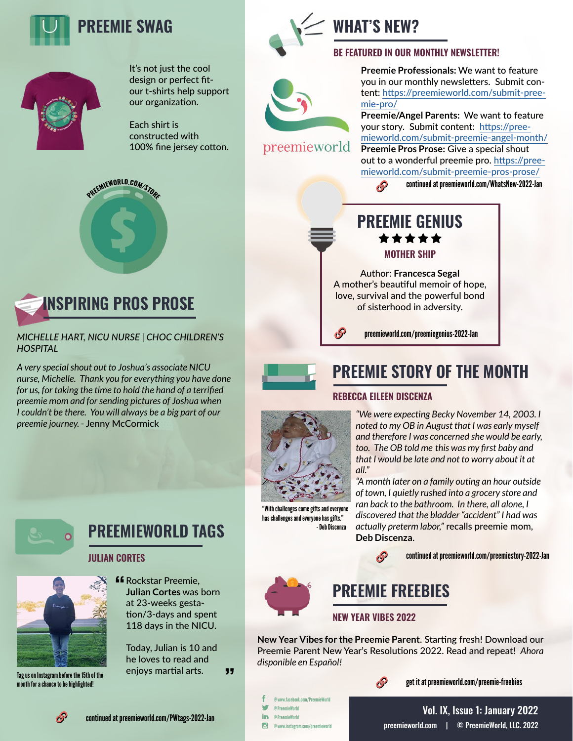## PREEMIE SWAG

It's not just the cool design or perfect fit- our t-shirts help support our organization.

Each shirt is constructed with 100% fine jersey cotton.

PREEMIEWORLD.COM/STORE

## INSPIRING PROS PROSE

*MICHELLE HART, NICU NURSE | CHOC CHILDREN'S HOSPITAL*

*A very special shout out to Joshua's associate NICU nurse, Michelle. Thank you for everything you have done for us, for taking the time to hold the hand of a terrified preemie mom and for sending pictures of Joshua when I couldn't be there. You will always be a big part of our preemie journey.* - Jenny McCormick

## PREEMIEWORLD TAGS

### JULIAN CORTES

"Rockstar Preemie, **Julian Cortes** was born at 23-weeks gestation/3-days and spent 118 days in the NICU.

Today, Julian is 10 and he loves to read and enjoys martial arts."

Tag us on Instagram before the 15th of the month for a chance to be highlighted!

continued at preemieworld.com/PWtags-2022-Jan

## WHAT'S NEW?

### BE FEATURED IN OUR MONTHLY NEWSLETTER!

**Preemie Professionals:** We want to feature you in our monthly newsletters. Submit content: https://preemieworld.com/submit-preemie-pro/

**Preemie/Angel Parents:** We want to feature your story. Submit content: https://preemieworld.com/submit-preemie-angel-month/

**Preemie Pros Prose:** Give a special shout out to a wonderful preemie pro. https://preemieworld.com/submit-preemie-pros-prose/

continued at preemieworld.com/WhatsNew-2022-Jan

## PREEMIE GENIUS

★★★★★

### MOTHER SHIP

Author: **Francesca Segal**
A mother's beautiful memoir of hope, love, survival and the powerful bond of sisterhood in adversity.

preemieworld.com/preemiegenius-2022-Jan

## PREEMIE STORY OF THE MONTH

### REBECCA EILEEN DISCENZA

*"We were expecting Becky November 14, 2003. I noted to my OB in August that I was early myself and therefore I was concerned she would be early, too. The OB told me this was my first baby and that I would be late and not to worry about it at all."*

*"A month later on a family outing an hour outside of town, I quietly rushed into a grocery store and ran back to the bathroom. In there, all alone, I discovered that the bladder "accident" I had was actually preterm labor,"* recalls preemie mom, **Deb Discenza**.

"With challenges come gifts and everyone has challenges and everyone has gifts." - Deb Discenza

continued at preemieworld.com/preemiestory-2022-Jan

## PREEMIE FREEBIES

### NEW YEAR VIBES 2022

**New Year Vibes for the Preemie Parent**. Starting fresh! Download our Preemie Parent New Year's Resolutions 2022. Read and repeat! *Ahora disponible en Español!*

get it at preemieworld.com/preemie-freebies

@www.facebook.com/PreemieWorld
@PreemieWorld
@PreemieWorld
@www.instagram.com/preemieworld

preemieworld.com | © PreemieWorld, LLC. 2022